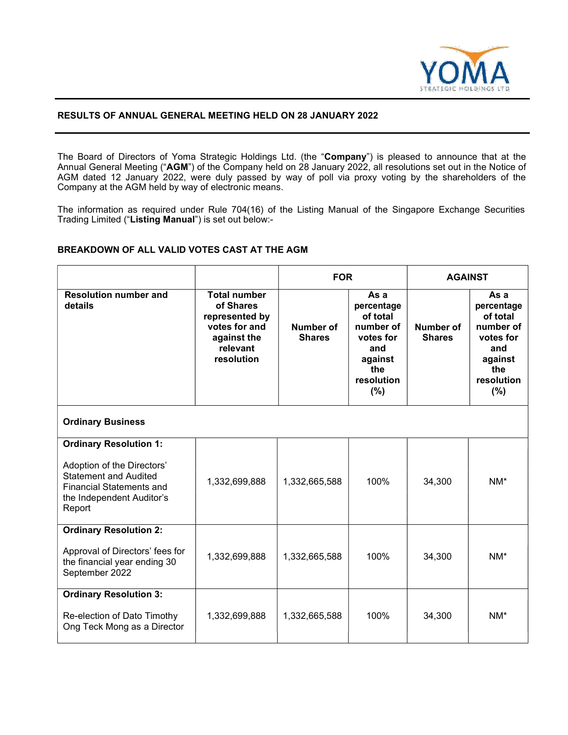## RESULTS OF ANNUAL GENERAL MEETING HELD ON 28 JANUARY 2022

The Board of Directors of Yoma Strategic Holdings Ltd. (the "**Company**") is pleased to announce that at the Annual General Meeting ("**AGM**") of the Company held on 28 January 2022, all resolutions set out in the Notice of AGM dated 12 January 2022, were duly passed by way of poll via proxy voting by the shareholders of the Company at the AGM held by way of electronic means.

The information as required under Rule 704(16) of the Listing Manual of the Singapore Exchange Securities Trading Limited ("**Listing Manual**") is set out below:-

### BREAKDOWN OF ALL VALID VOTES CAST AT THE AGM

| | | FOR | | AGAINST | |
|---|---|---|---|---|---|
| **Resolution number and details** | **Total number of Shares represented by votes for and against the relevant resolution** | **Number of Shares** | **As a percentage of total number of votes for and against the resolution (%)** | **Number of Shares** | **As a percentage of total number of votes for and against the resolution (%)** |
| **Ordinary Business** | | | | | |
| **Ordinary Resolution 1:** Adoption of the Directors' Statement and Audited Financial Statements and the Independent Auditor's Report | 1,332,699,888 | 1,332,665,588 | 100% | 34,300 | NM* |
| **Ordinary Resolution 2:** Approval of Directors' fees for the financial year ending 30 September 2022 | 1,332,699,888 | 1,332,665,588 | 100% | 34,300 | NM* |
| **Ordinary Resolution 3:** Re-election of Dato Timothy Ong Teck Mong as a Director | 1,332,699,888 | 1,332,665,588 | 100% | 34,300 | NM* |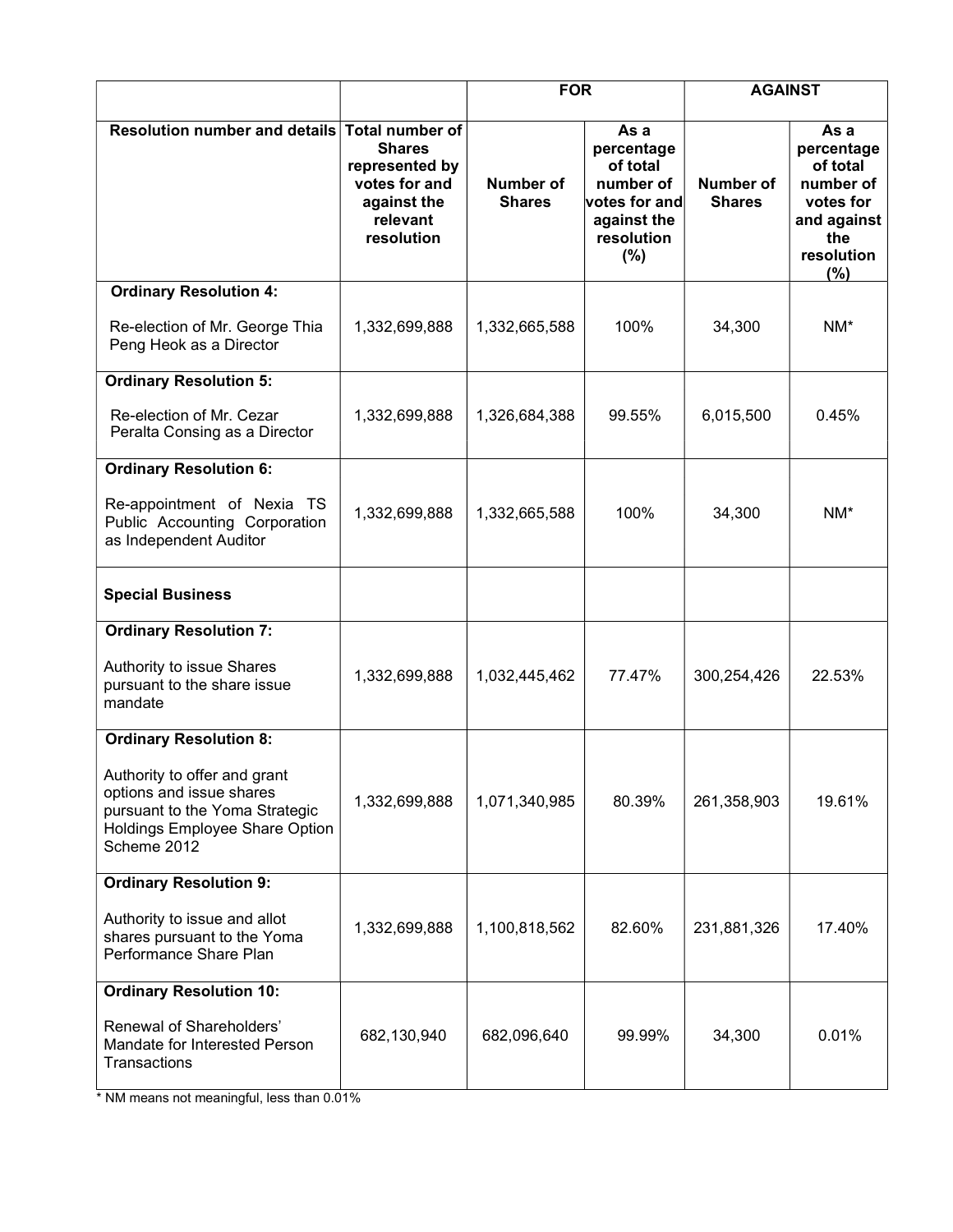| | | FOR | | AGAINST | |
|---|---|---|---|---|---|
| **Resolution number and details** | **Total number of Shares represented by votes for and against the relevant resolution** | **Number of Shares** | **As a percentage of total number of votes for and against the resolution (%)** | **Number of Shares** | **As a percentage of total number of votes for and against the resolution (%)** |
| **Ordinary Resolution 4:** Re-election of Mr. George Thia Peng Heok as a Director | 1,332,699,888 | 1,332,665,588 | 100% | 34,300 | NM* |
| **Ordinary Resolution 5:** Re-election of Mr. Cezar Peralta Consing as a Director | 1,332,699,888 | 1,326,684,388 | 99.55% | 6,015,500 | 0.45% |
| **Ordinary Resolution 6:** Re-appointment of Nexia TS Public Accounting Corporation as Independent Auditor | 1,332,699,888 | 1,332,665,588 | 100% | 34,300 | NM* |
| **Special Business** | | | | | |
| **Ordinary Resolution 7:** Authority to issue Shares pursuant to the share issue mandate | 1,332,699,888 | 1,032,445,462 | 77.47% | 300,254,426 | 22.53% |
| **Ordinary Resolution 8:** Authority to offer and grant options and issue shares pursuant to the Yoma Strategic Holdings Employee Share Option Scheme 2012 | 1,332,699,888 | 1,071,340,985 | 80.39% | 261,358,903 | 19.61% |
| **Ordinary Resolution 9:** Authority to issue and allot shares pursuant to the Yoma Performance Share Plan | 1,332,699,888 | 1,100,818,562 | 82.60% | 231,881,326 | 17.40% |
| **Ordinary Resolution 10:** Renewal of Shareholders' Mandate for Interested Person Transactions | 682,130,940 | 682,096,640 | 99.99% | 34,300 | 0.01% |

* NM means not meaningful, less than 0.01%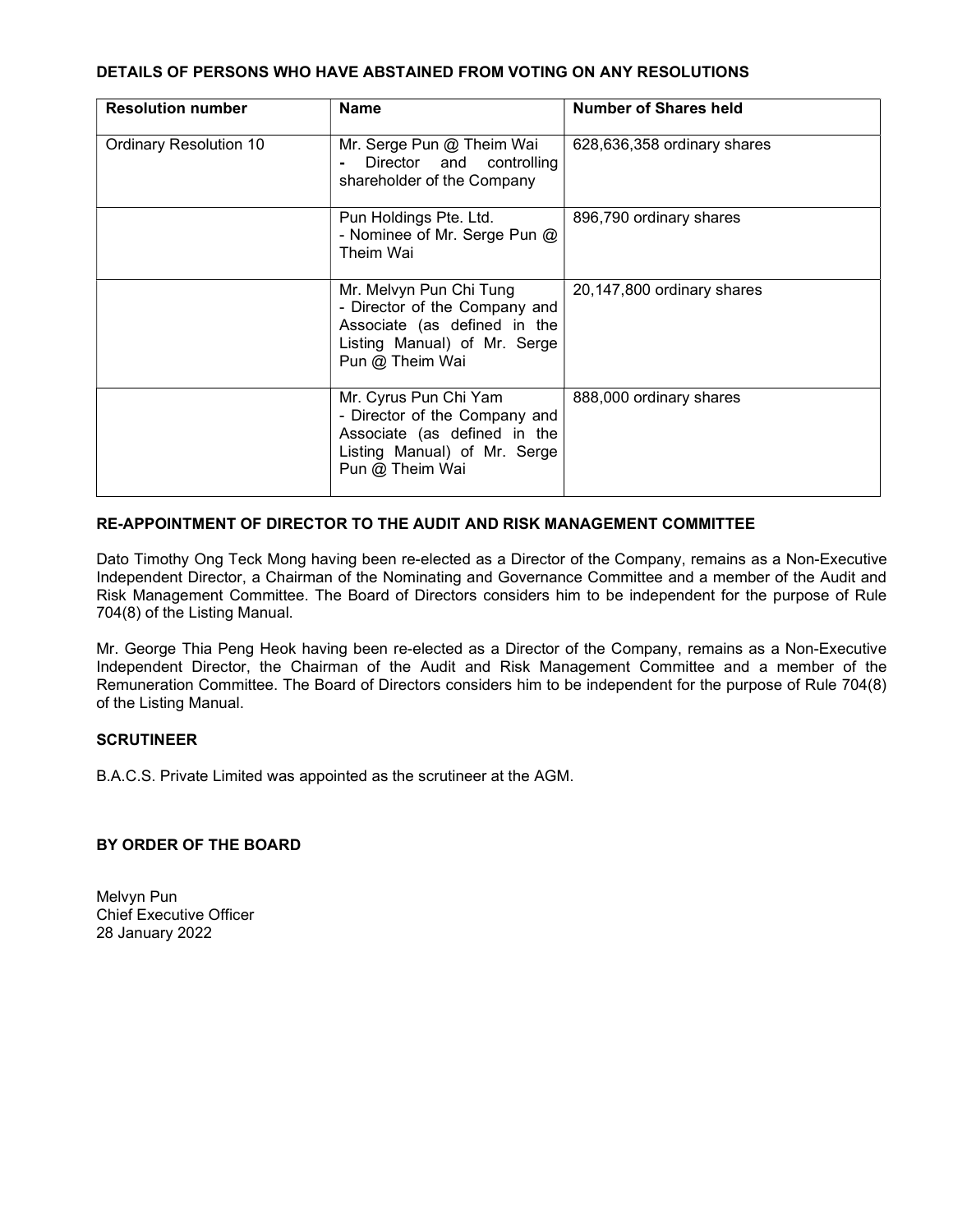**DETAILS OF PERSONS WHO HAVE ABSTAINED FROM VOTING ON ANY RESOLUTIONS**

| Resolution number | Name | Number of Shares held |
|---|---|---|
| Ordinary Resolution 10 | Mr. Serge Pun @ Theim Wai - Director and controlling shareholder of the Company | 628,636,358 ordinary shares |
| | Pun Holdings Pte. Ltd. - Nominee of Mr. Serge Pun @ Theim Wai | 896,790 ordinary shares |
| | Mr. Melvyn Pun Chi Tung - Director of the Company and Associate (as defined in the Listing Manual) of Mr. Serge Pun @ Theim Wai | 20,147,800 ordinary shares |
| | Mr. Cyrus Pun Chi Yam - Director of the Company and Associate (as defined in the Listing Manual) of Mr. Serge Pun @ Theim Wai | 888,000 ordinary shares |

**RE-APPOINTMENT OF DIRECTOR TO THE AUDIT AND RISK MANAGEMENT COMMITTEE**

Dato Timothy Ong Teck Mong having been re-elected as a Director of the Company, remains as a Non-Executive Independent Director, a Chairman of the Nominating and Governance Committee and a member of the Audit and Risk Management Committee. The Board of Directors considers him to be independent for the purpose of Rule 704(8) of the Listing Manual.

Mr. George Thia Peng Heok having been re-elected as a Director of the Company, remains as a Non-Executive Independent Director, the Chairman of the Audit and Risk Management Committee and a member of the Remuneration Committee. The Board of Directors considers him to be independent for the purpose of Rule 704(8) of the Listing Manual.

**SCRUTINEER**

B.A.C.S. Private Limited was appointed as the scrutineer at the AGM.

**BY ORDER OF THE BOARD**

Melvyn Pun
Chief Executive Officer
28 January 2022